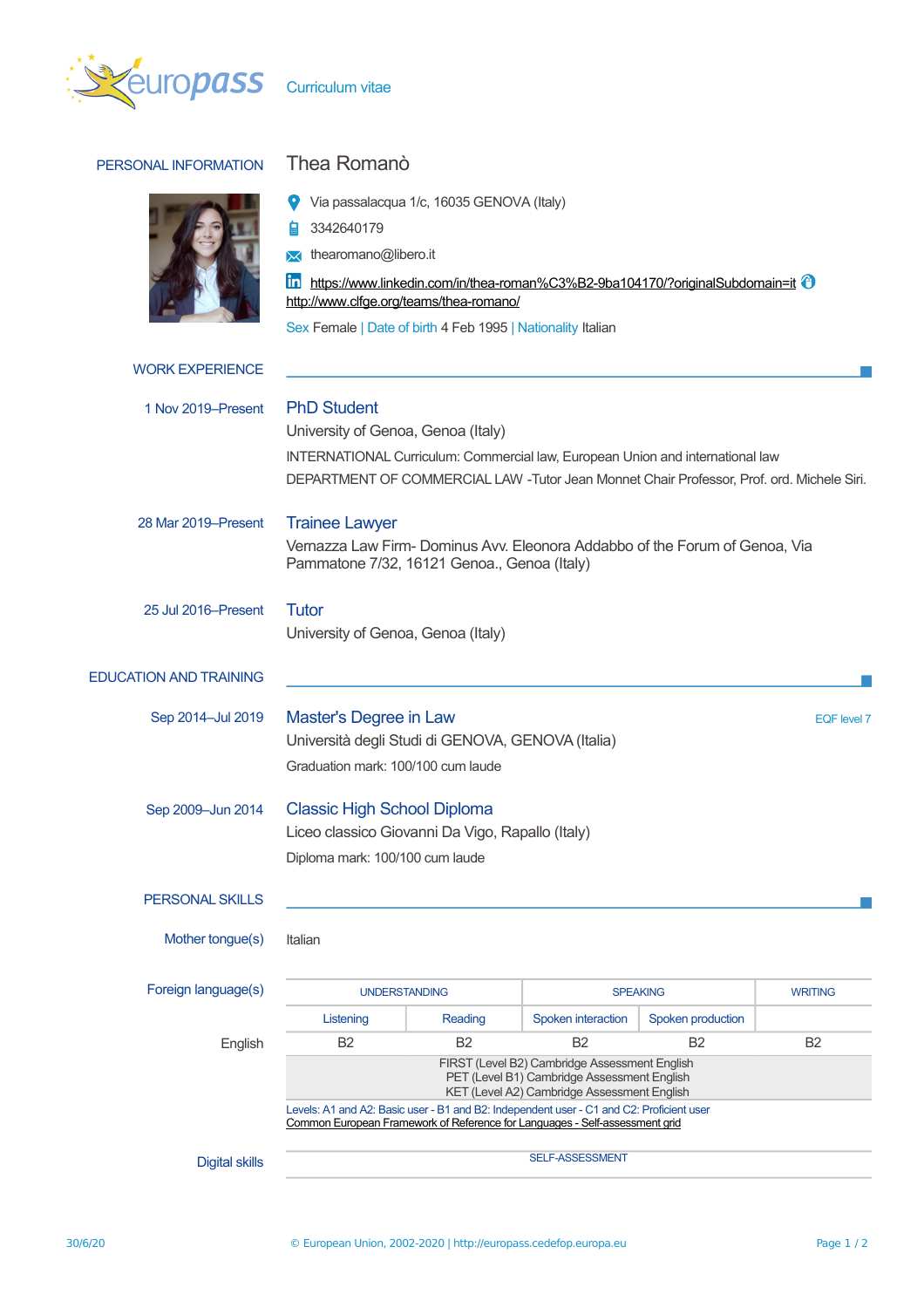europass Curriculum vitae

## PERSONAL INFORMATION

# Thea Romanò

Via passalacqua 1/c, 16035 GENOVA (Italy)

3342640179

thearomano@libero.it

https://www.linkedin.com/in/thea-roman%C3%B2-9ba104170/?originalSubdomain=it
http://www.clfge.org/teams/thea-romano/

Sex Female | Date of birth 4 Feb 1995 | Nationality Italian

## WORK EXPERIENCE

**1 Nov 2019–Present**

### PhD Student

University of Genoa, Genoa (Italy)

INTERNATIONAL Curriculum: Commercial law, European Union and international law

DEPARTMENT OF COMMERCIAL LAW -Tutor Jean Monnet Chair Professor, Prof. ord. Michele Siri.

**28 Mar 2019–Present**

### Trainee Lawyer

Vernazza Law Firm- Dominus Avv. Eleonora Addabbo of the Forum of Genoa, Via Pammatone 7/32, 16121 Genoa., Genoa (Italy)

**25 Jul 2016–Present**

### Tutor

University of Genoa, Genoa (Italy)

## EDUCATION AND TRAINING

**Sep 2014–Jul 2019**

### Master's Degree in Law

EQF level 7

Università degli Studi di GENOVA, GENOVA (Italia)

Graduation mark: 100/100 cum laude

**Sep 2009–Jun 2014**

### Classic High School Diploma

Liceo classico Giovanni Da Vigo, Rapallo (Italy)

Diploma mark: 100/100 cum laude

## PERSONAL SKILLS

**Mother tongue(s)**

Italian

**Foreign language(s)**

| | UNDERSTANDING | | SPEAKING | | WRITING |
|---|---|---|---|---|---|
| | Listening | Reading | Spoken interaction | Spoken production | |
| English | B2 | B2 | B2 | B2 | B2 |
| | FIRST (Level B2) Cambridge Assessment English<br>PET (Level B1) Cambridge Assessment English<br>KET (Level A2) Cambridge Assessment English | | | | |

Levels: A1 and A2: Basic user - B1 and B2: Independent user - C1 and C2: Proficient user
Common European Framework of Reference for Languages - Self-assessment grid

**Digital skills**

SELF-ASSESSMENT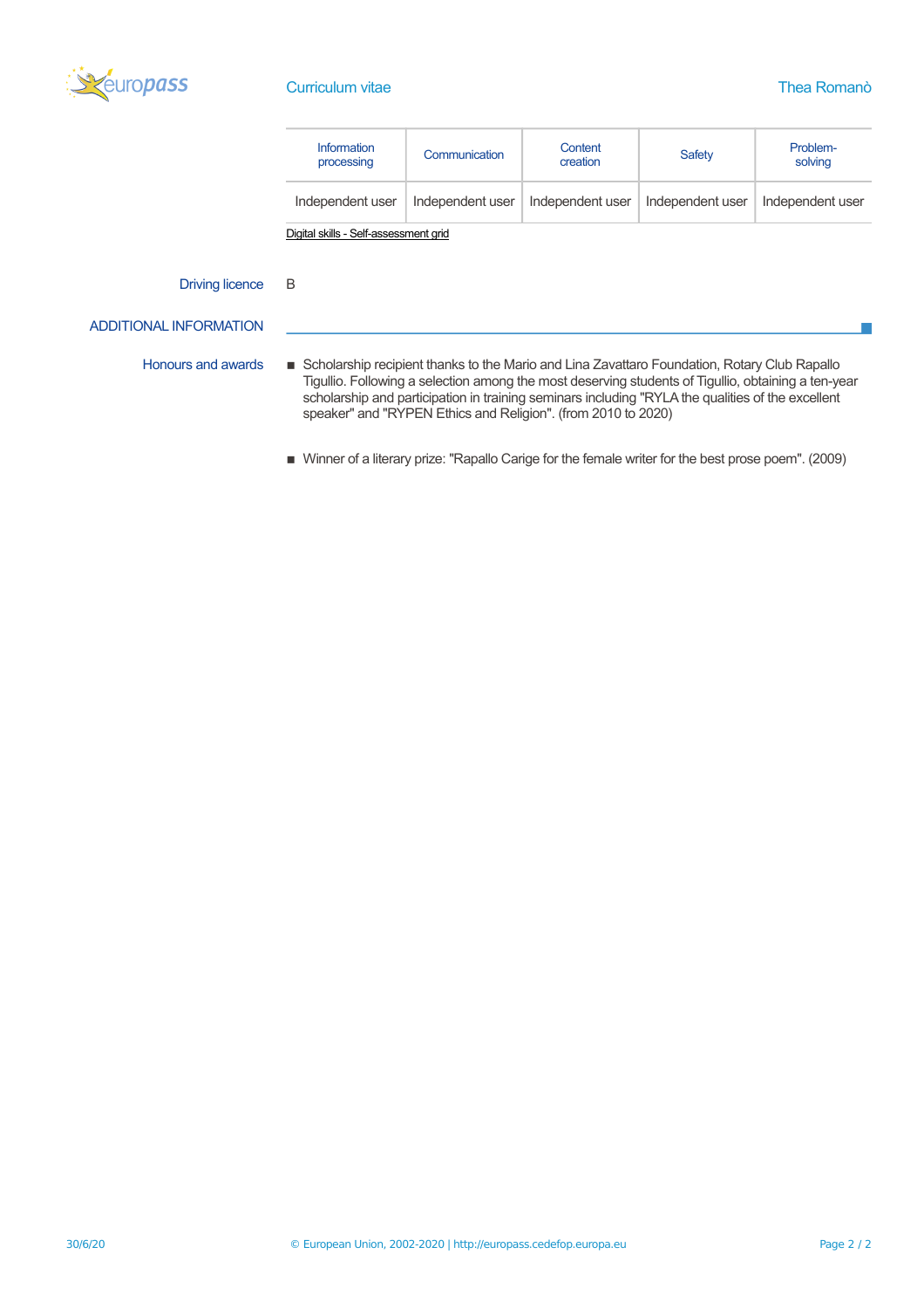| Information processing | Communication | Content creation | Safety | Problem-solving |
| --- | --- | --- | --- | --- |
| Independent user | Independent user | Independent user | Independent user | Independent user |

Digital skills - Self-assessment grid

**Driving licence** B

## ADDITIONAL INFORMATION

**Honours and awards**

- Scholarship recipient thanks to the Mario and Lina Zavattaro Foundation, Rotary Club Rapallo Tigullio. Following a selection among the most deserving students of Tigullio, obtaining a ten-year scholarship and participation in training seminars including "RYLA the qualities of the excellent speaker" and "RYPEN Ethics and Religion". (from 2010 to 2020)

- Winner of a literary prize: "Rapallo Carige for the female writer for the best prose poem". (2009)